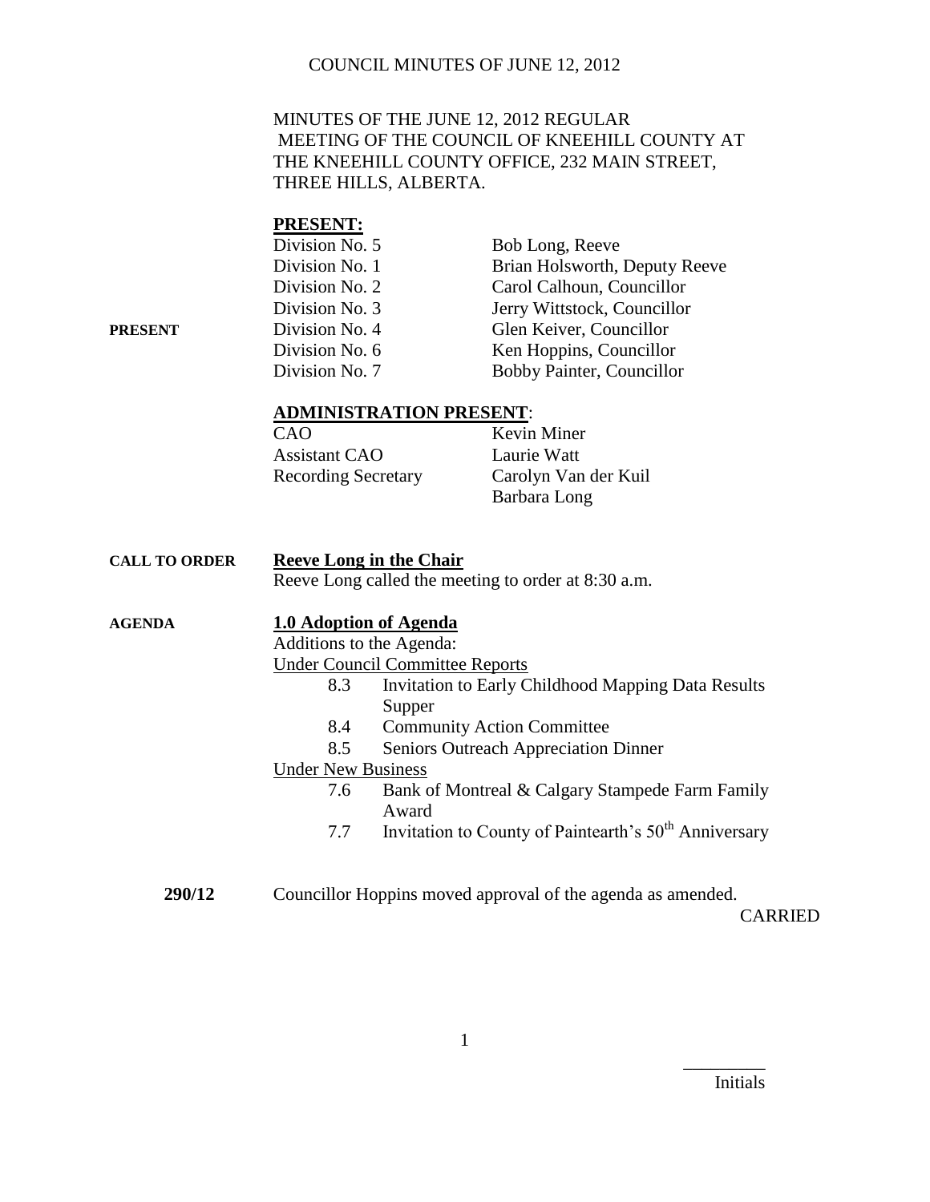MINUTES OF THE JUNE 12, 2012 REGULAR MEETING OF THE COUNCIL OF KNEEHILL COUNTY AT THE KNEEHILL COUNTY OFFICE, 232 MAIN STREET, THREE HILLS, ALBERTA.

**PRESENT:**

**PRESENT**

| | |
|---|---|
| Division No. 5 | Bob Long, Reeve |
| Division No. 1 | Brian Holsworth, Deputy Reeve |
| Division No. 2 | Carol Calhoun, Councillor |
| Division No. 3 | Jerry Wittstock, Councillor |
| Division No. 4 | Glen Keiver, Councillor |
| Division No. 6 | Ken Hoppins, Councillor |
| Division No. 7 | Bobby Painter, Councillor |

**ADMINISTRATION PRESENT:**

| | |
|---|---|
| CAO | Kevin Miner |
| Assistant CAO | Laurie Watt |
| Recording Secretary | Carolyn Van der Kuil |
| | Barbara Long |

**CALL TO ORDER**

**Reeve Long in the Chair**

Reeve Long called the meeting to order at 8:30 a.m.

**AGENDA**

**1.0 Adoption of Agenda**

Additions to the Agenda:

Under Council Committee Reports

- 8.3 Invitation to Early Childhood Mapping Data Results Supper
- 8.4 Community Action Committee
- 8.5 Seniors Outreach Appreciation Dinner

Under New Business

- 7.6 Bank of Montreal & Calgary Stampede Farm Family Award
- 7.7 Invitation to County of Paintearth's 50th Anniversary

**290/12** Councillor Hoppins moved approval of the agenda as amended.

CARRIED

Initials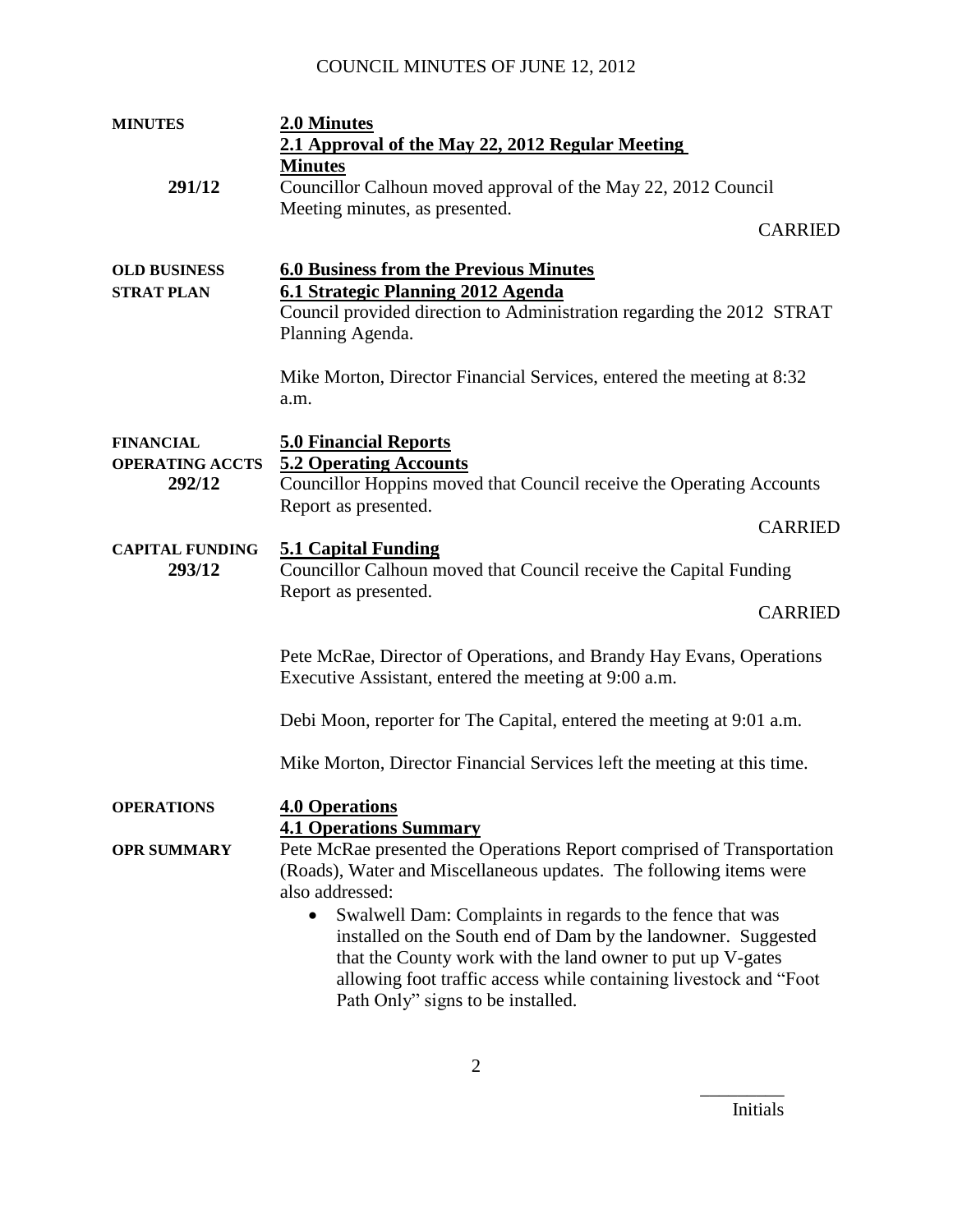| | |
|---|---|
| **MINUTES** | **2.0 Minutes** |
| | **2.1 Approval of the May 22, 2012 Regular Meeting Minutes** |
| **291/12** | Councillor Calhoun moved approval of the May 22, 2012 Council Meeting minutes, as presented. CARRIED |
| **OLD BUSINESS** | **6.0 Business from the Previous Minutes** |
| **STRAT PLAN** | **6.1 Strategic Planning 2012 Agenda** |
| | Council provided direction to Administration regarding the 2012 STRAT Planning Agenda. |
| | Mike Morton, Director Financial Services, entered the meeting at 8:32 a.m. |
| **FINANCIAL** | **5.0 Financial Reports** |
| **OPERATING ACCTS** | **5.2 Operating Accounts** |
| **292/12** | Councillor Hoppins moved that Council receive the Operating Accounts Report as presented. CARRIED |
| **CAPITAL FUNDING** | **5.1 Capital Funding** |
| **293/12** | Councillor Calhoun moved that Council receive the Capital Funding Report as presented. CARRIED |
| | Pete McRae, Director of Operations, and Brandy Hay Evans, Operations Executive Assistant, entered the meeting at 9:00 a.m. |
| | Debi Moon, reporter for The Capital, entered the meeting at 9:01 a.m. |
| | Mike Morton, Director Financial Services left the meeting at this time. |
| **OPERATIONS** | **4.0 Operations** |
| | **4.1 Operations Summary** |
| **OPR SUMMARY** | Pete McRae presented the Operations Report comprised of Transportation (Roads), Water and Miscellaneous updates. The following items were also addressed:<br>• Swalwell Dam: Complaints in regards to the fence that was installed on the South end of Dam by the landowner. Suggested that the County work with the land owner to put up V-gates allowing foot traffic access while containing livestock and "Foot Path Only" signs to be installed. |

Initials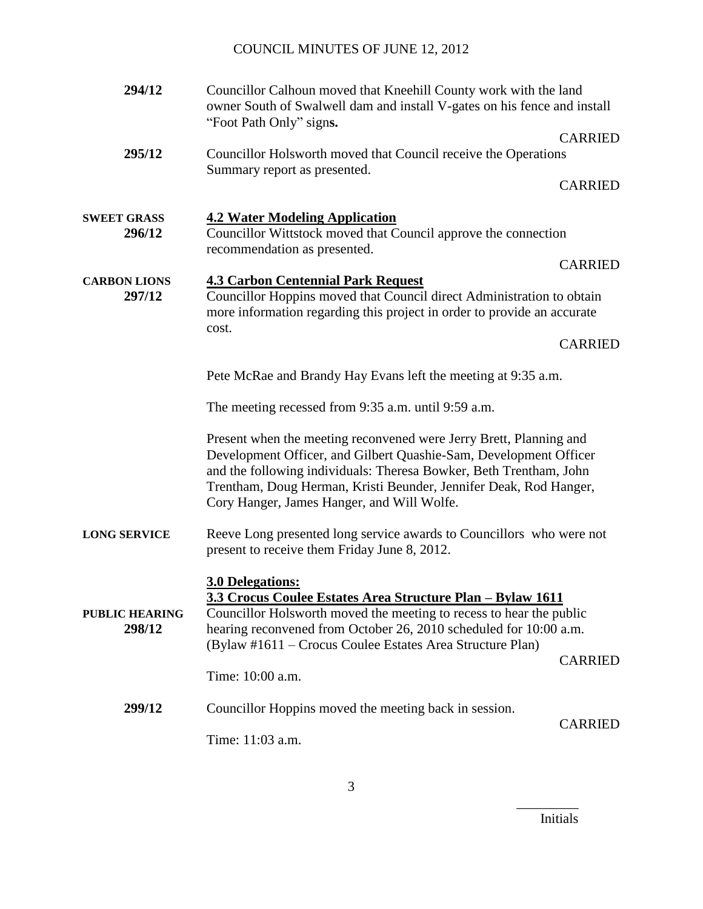**294/12** Councillor Calhoun moved that Kneehill County work with the land owner South of Swalwell dam and install V-gates on his fence and install "Foot Path Only" sign**s.**

CARRIED

**295/12** Councillor Holsworth moved that Council receive the Operations Summary report as presented.

CARRIED

**SWEET GRASS**
**296/12**

**4.2 Water Modeling Application**

Councillor Wittstock moved that Council approve the connection recommendation as presented.

CARRIED

**CARBON LIONS**
**297/12**

**4.3 Carbon Centennial Park Request**

Councillor Hoppins moved that Council direct Administration to obtain more information regarding this project in order to provide an accurate cost.

CARRIED

Pete McRae and Brandy Hay Evans left the meeting at 9:35 a.m.

The meeting recessed from 9:35 a.m. until 9:59 a.m.

Present when the meeting reconvened were Jerry Brett, Planning and Development Officer, and Gilbert Quashie-Sam, Development Officer and the following individuals: Theresa Bowker, Beth Trentham, John Trentham, Doug Herman, Kristi Beunder, Jennifer Deak, Rod Hanger, Cory Hanger, James Hanger, and Will Wolfe.

**LONG SERVICE** Reeve Long presented long service awards to Councillors who were not present to receive them Friday June 8, 2012.

**3.0 Delegations:**

**3.3 Crocus Coulee Estates Area Structure Plan – Bylaw 1611**

**PUBLIC HEARING**
**298/12**

Councillor Holsworth moved the meeting to recess to hear the public hearing reconvened from October 26, 2010 scheduled for 10:00 a.m. (Bylaw #1611 – Crocus Coulee Estates Area Structure Plan)

CARRIED

Time: 10:00 a.m.

**299/12** Councillor Hoppins moved the meeting back in session.

CARRIED

Time: 11:03 a.m.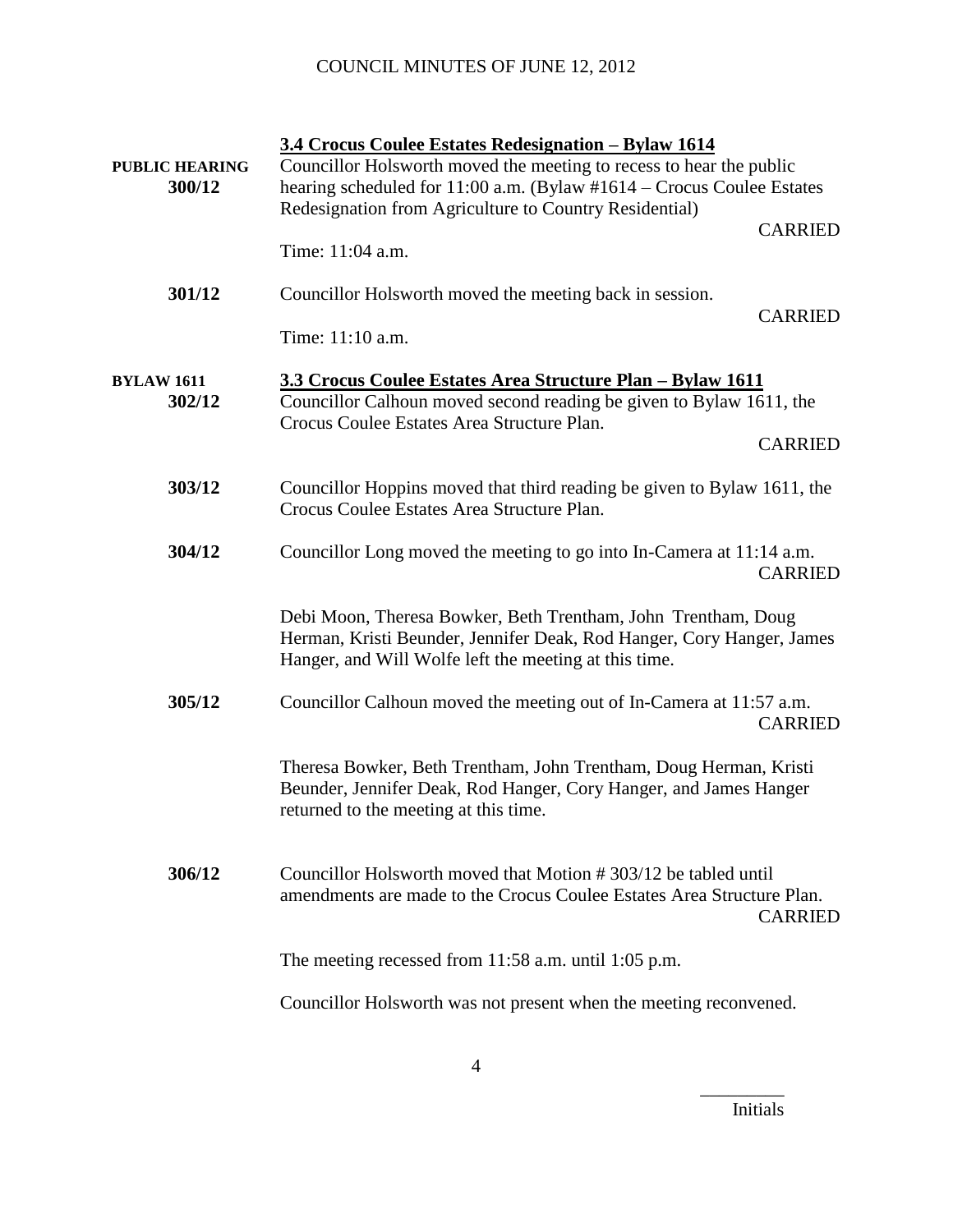**3.4 Crocus Coulee Estates Redesignation – Bylaw 1614**

**PUBLIC HEARING**
**300/12** Councillor Holsworth moved the meeting to recess to hear the public hearing scheduled for 11:00 a.m. (Bylaw #1614 – Crocus Coulee Estates Redesignation from Agriculture to Country Residential)

CARRIED

Time: 11:04 a.m.

**301/12** Councillor Holsworth moved the meeting back in session.

CARRIED

Time: 11:10 a.m.

**BYLAW 1611**
**3.3 Crocus Coulee Estates Area Structure Plan – Bylaw 1611**

**302/12** Councillor Calhoun moved second reading be given to Bylaw 1611, the Crocus Coulee Estates Area Structure Plan.

CARRIED

**303/12** Councillor Hoppins moved that third reading be given to Bylaw 1611, the Crocus Coulee Estates Area Structure Plan.

**304/12** Councillor Long moved the meeting to go into In-Camera at 11:14 a.m.

CARRIED

Debi Moon, Theresa Bowker, Beth Trentham, John Trentham, Doug Herman, Kristi Beunder, Jennifer Deak, Rod Hanger, Cory Hanger, James Hanger, and Will Wolfe left the meeting at this time.

**305/12** Councillor Calhoun moved the meeting out of In-Camera at 11:57 a.m.

CARRIED

Theresa Bowker, Beth Trentham, John Trentham, Doug Herman, Kristi Beunder, Jennifer Deak, Rod Hanger, Cory Hanger, and James Hanger returned to the meeting at this time.

**306/12** Councillor Holsworth moved that Motion # 303/12 be tabled until amendments are made to the Crocus Coulee Estates Area Structure Plan.

CARRIED

The meeting recessed from 11:58 a.m. until 1:05 p.m.

Councillor Holsworth was not present when the meeting reconvened.

_________
Initials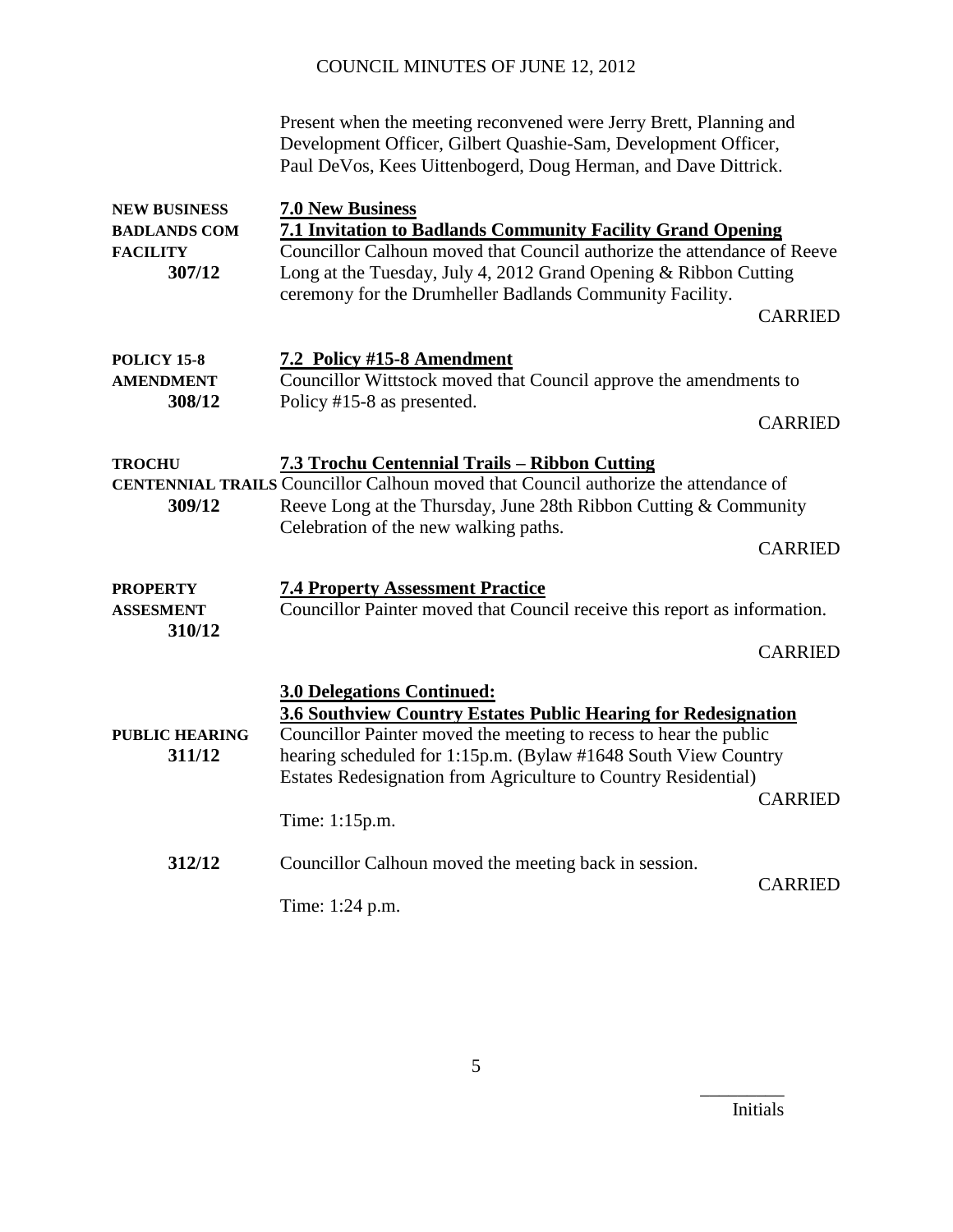Present when the meeting reconvened were Jerry Brett, Planning and Development Officer, Gilbert Quashie-Sam, Development Officer, Paul DeVos, Kees Uittenbogerd, Doug Herman, and Dave Dittrick.

**NEW BUSINESS**

## 7.0 New Business

**BADLANDS COM FACILITY 307/12**

### 7.1 Invitation to Badlands Community Facility Grand Opening

Councillor Calhoun moved that Council authorize the attendance of Reeve Long at the Tuesday, July 4, 2012 Grand Opening & Ribbon Cutting ceremony for the Drumheller Badlands Community Facility.

CARRIED

**POLICY 15-8 AMENDMENT 308/12**

### 7.2 Policy #15-8 Amendment

Councillor Wittstock moved that Council approve the amendments to Policy #15-8 as presented.

CARRIED

**TROCHU CENTENNIAL TRAILS 309/12**

### 7.3 Trochu Centennial Trails – Ribbon Cutting

Councillor Calhoun moved that Council authorize the attendance of Reeve Long at the Thursday, June 28th Ribbon Cutting & Community Celebration of the new walking paths.

CARRIED

**PROPERTY ASSESMENT 310/12**

### 7.4 Property Assessment Practice

Councillor Painter moved that Council receive this report as information.

CARRIED

## 3.0 Delegations Continued:

### 3.6 Southview Country Estates Public Hearing for Redesignation

**PUBLIC HEARING 311/12**

Councillor Painter moved the meeting to recess to hear the public hearing scheduled for 1:15p.m. (Bylaw #1648 South View Country Estates Redesignation from Agriculture to Country Residential)

CARRIED

Time: 1:15p.m.

**312/12**

Councillor Calhoun moved the meeting back in session.

CARRIED

Time: 1:24 p.m.

_________
Initials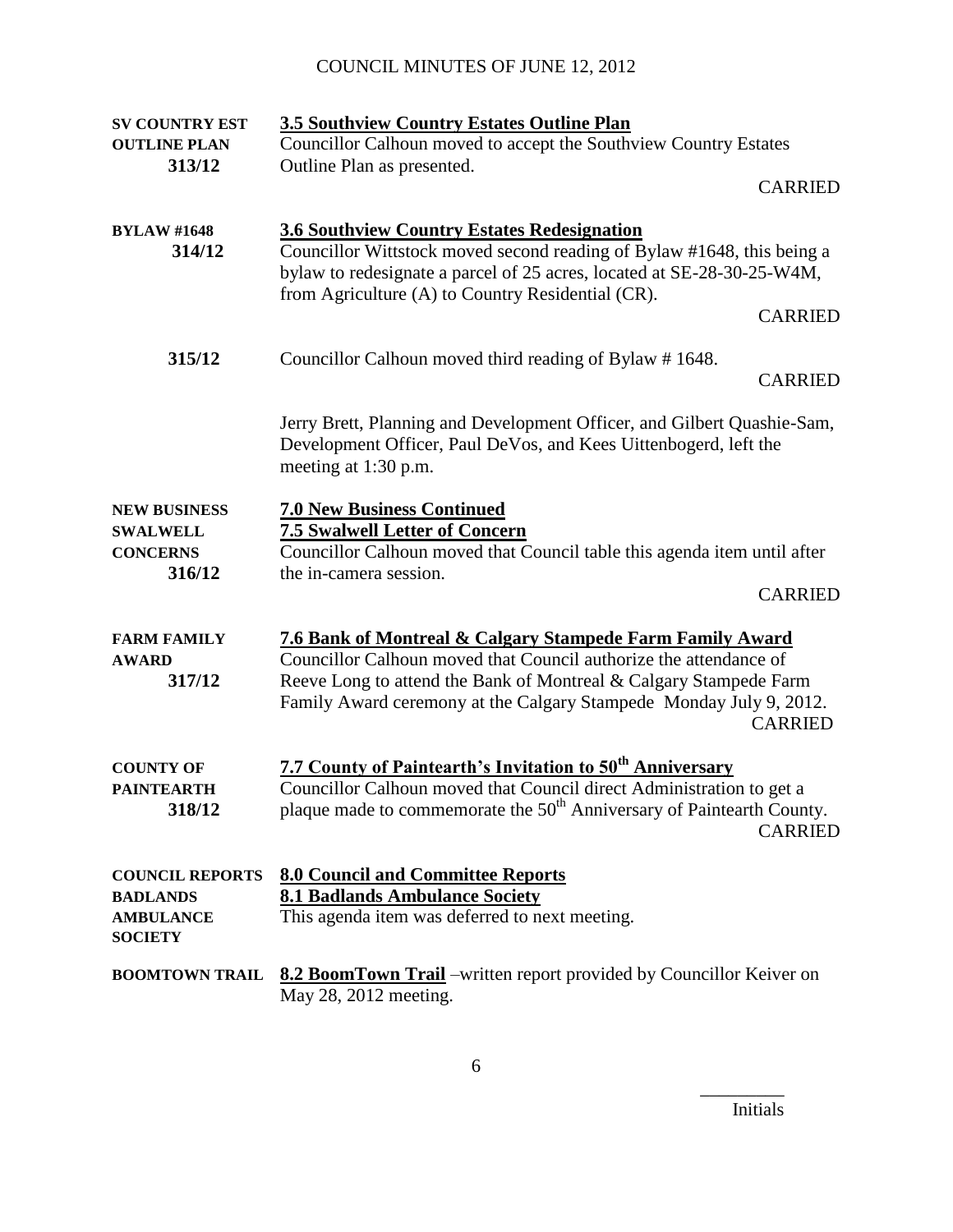**SV COUNTRY EST OUTLINE PLAN 313/12**

**3.5 Southview Country Estates Outline Plan**

Councillor Calhoun moved to accept the Southview Country Estates Outline Plan as presented.

CARRIED

**BYLAW #1648 314/12**

**3.6 Southview Country Estates Redesignation**

Councillor Wittstock moved second reading of Bylaw #1648, this being a bylaw to redesignate a parcel of 25 acres, located at SE-28-30-25-W4M, from Agriculture (A) to Country Residential (CR).

CARRIED

**315/12**

Councillor Calhoun moved third reading of Bylaw # 1648.

CARRIED

Jerry Brett, Planning and Development Officer, and Gilbert Quashie-Sam, Development Officer, Paul DeVos, and Kees Uittenbogerd, left the meeting at 1:30 p.m.

**NEW BUSINESS SWALWELL CONCERNS 316/12**

**7.0 New Business Continued**

**7.5 Swalwell Letter of Concern**

Councillor Calhoun moved that Council table this agenda item until after the in-camera session.

CARRIED

**FARM FAMILY AWARD 317/12**

**7.6 Bank of Montreal & Calgary Stampede Farm Family Award**

Councillor Calhoun moved that Council authorize the attendance of Reeve Long to attend the Bank of Montreal & Calgary Stampede Farm Family Award ceremony at the Calgary Stampede Monday July 9, 2012.

CARRIED

**COUNTY OF PAINTEARTH 318/12**

**7.7 County of Paintearth's Invitation to 50th Anniversary**

Councillor Calhoun moved that Council direct Administration to get a plaque made to commemorate the 50th Anniversary of Paintearth County.

CARRIED

**COUNCIL REPORTS BADLANDS AMBULANCE SOCIETY**

**8.0 Council and Committee Reports**

**8.1 Badlands Ambulance Society**

This agenda item was deferred to next meeting.

**BOOMTOWN TRAIL**

**8.2 BoomTown Trail** –written report provided by Councillor Keiver on May 28, 2012 meeting.

Initials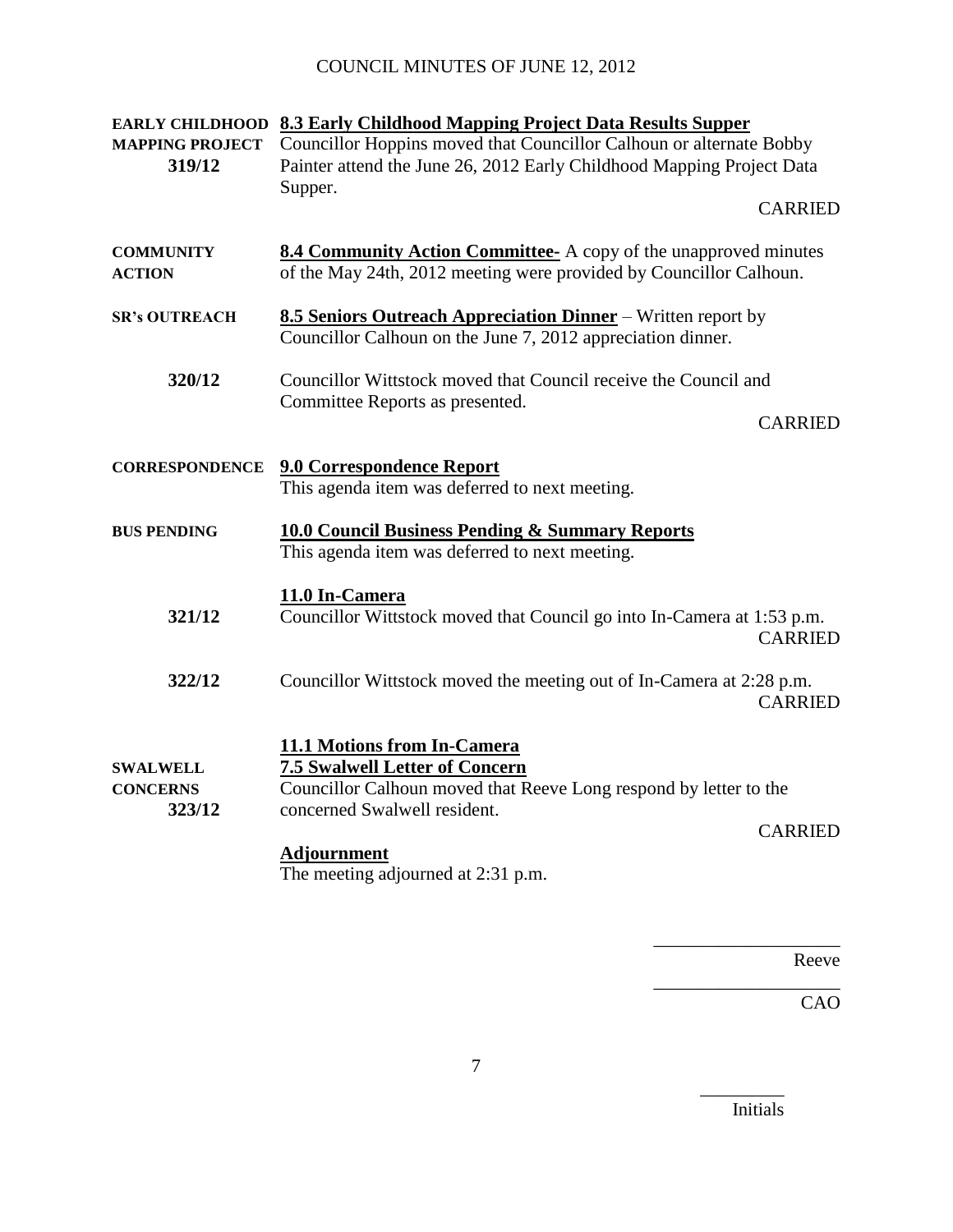**EARLY CHILDHOOD MAPPING PROJECT 319/12**

**8.3 Early Childhood Mapping Project Data Results Supper**

Councillor Hoppins moved that Councillor Calhoun or alternate Bobby Painter attend the June 26, 2012 Early Childhood Mapping Project Data Supper.

CARRIED

**COMMUNITY ACTION**

**8.4 Community Action Committee-** A copy of the unapproved minutes of the May 24th, 2012 meeting were provided by Councillor Calhoun.

**SR's OUTREACH**

**8.5 Seniors Outreach Appreciation Dinner** – Written report by Councillor Calhoun on the June 7, 2012 appreciation dinner.

**320/12**

Councillor Wittstock moved that Council receive the Council and Committee Reports as presented.

CARRIED

**CORRESPONDENCE**

**9.0 Correspondence Report**

This agenda item was deferred to next meeting.

**BUS PENDING**

**10.0 Council Business Pending & Summary Reports**

This agenda item was deferred to next meeting.

**11.0 In-Camera**

**321/12**

Councillor Wittstock moved that Council go into In-Camera at 1:53 p.m.

CARRIED

**322/12**

Councillor Wittstock moved the meeting out of In-Camera at 2:28 p.m.

CARRIED

**11.1 Motions from In-Camera**

**SWALWELL CONCERNS 323/12**

**7.5 Swalwell Letter of Concern**

Councillor Calhoun moved that Reeve Long respond by letter to the concerned Swalwell resident.

CARRIED

**Adjournment**

The meeting adjourned at 2:31 p.m.

\_\_\_\_\_\_\_\_\_\_\_\_\_\_\_\_\_\_\_\_

Reeve

\_\_\_\_\_\_\_\_\_\_\_\_\_\_\_\_\_\_\_\_

CAO

\_\_\_\_\_\_\_\_\_

Initials